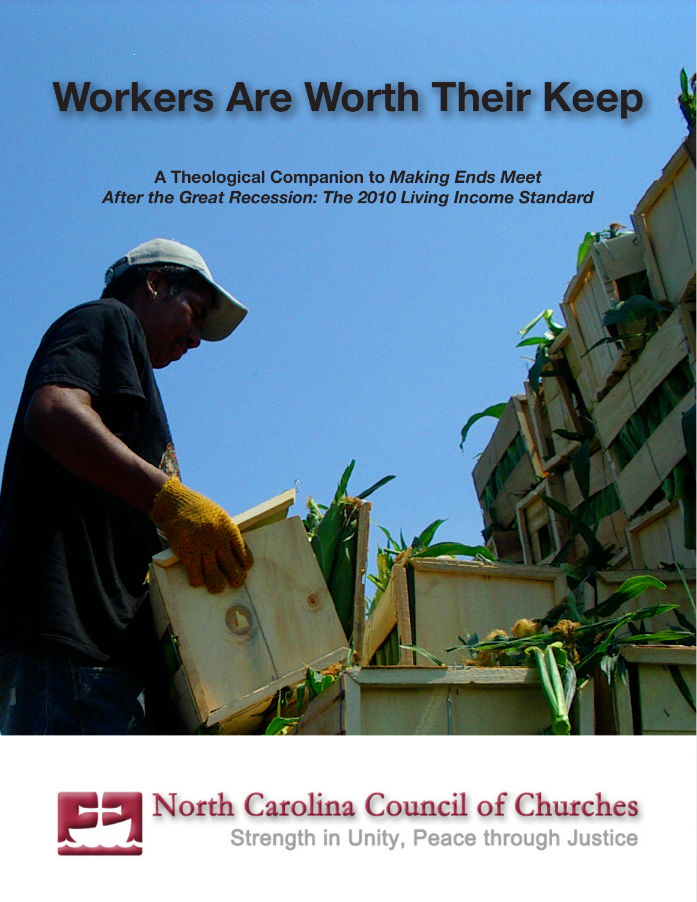# Workers Are Worth Their Keep

**A Theological Companion to *Making Ends Meet After the Great Recession: The 2010 Living Income Standard***

North Carolina Council of Churches

Strength in Unity, Peace through Justice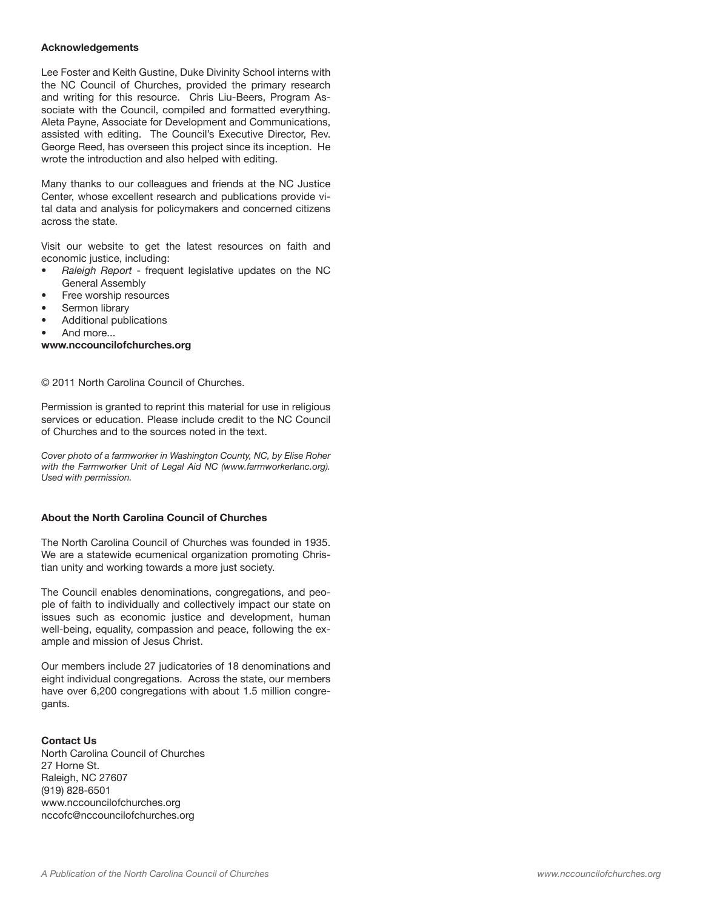**Acknowledgements**

Lee Foster and Keith Gustine, Duke Divinity School interns with the NC Council of Churches, provided the primary research and writing for this resource. Chris Liu-Beers, Program Associate with the Council, compiled and formatted everything. Aleta Payne, Associate for Development and Communications, assisted with editing. The Council's Executive Director, Rev. George Reed, has overseen this project since its inception. He wrote the introduction and also helped with editing.

Many thanks to our colleagues and friends at the NC Justice Center, whose excellent research and publications provide vital data and analysis for policymakers and concerned citizens across the state.

Visit our website to get the latest resources on faith and economic justice, including:

- *Raleigh Report* - frequent legislative updates on the NC General Assembly
- Free worship resources
- Sermon library
- Additional publications
- And more...

**www.nccouncilofchurches.org**

© 2011 North Carolina Council of Churches.

Permission is granted to reprint this material for use in religious services or education. Please include credit to the NC Council of Churches and to the sources noted in the text.

*Cover photo of a farmworker in Washington County, NC, by Elise Roher with the Farmworker Unit of Legal Aid NC (www.farmworkerlanc.org). Used with permission.*

**About the North Carolina Council of Churches**

The North Carolina Council of Churches was founded in 1935. We are a statewide ecumenical organization promoting Christian unity and working towards a more just society.

The Council enables denominations, congregations, and people of faith to individually and collectively impact our state on issues such as economic justice and development, human well-being, equality, compassion and peace, following the example and mission of Jesus Christ.

Our members include 27 judicatories of 18 denominations and eight individual congregations. Across the state, our members have over 6,200 congregations with about 1.5 million congregants.

**Contact Us**

North Carolina Council of Churches
27 Horne St.
Raleigh, NC 27607
(919) 828-6501
www.nccouncilofchurches.org
nccofc@nccouncilofchurches.org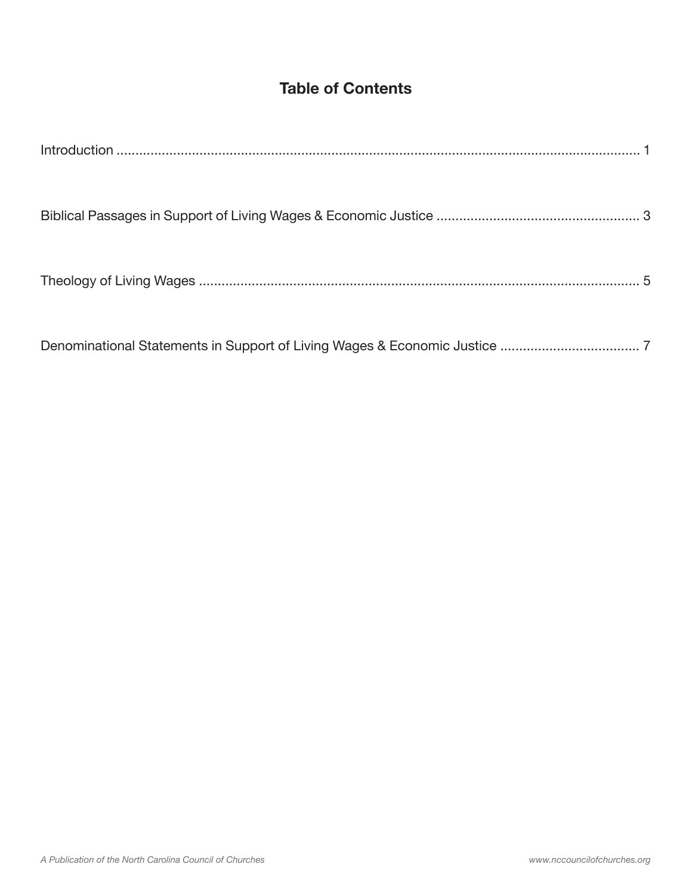## Table of Contents

Introduction ........................................................................................................................................ 1

Biblical Passages in Support of Living Wages & Economic Justice ...................................................... 3

Theology of Living Wages ...................................................................................................................... 5

Denominational Statements in Support of Living Wages & Economic Justice ..................................... 7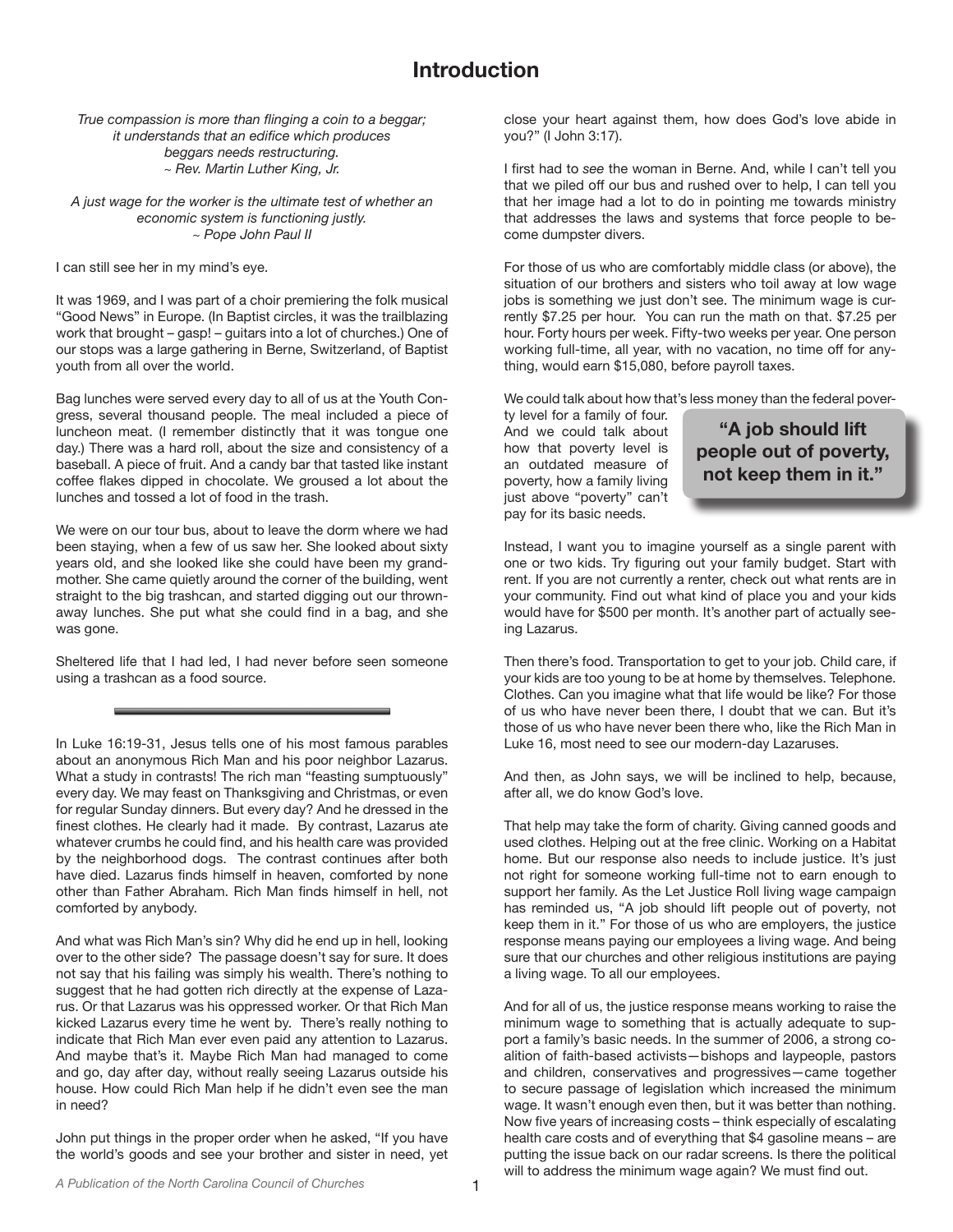# Introduction

*True compassion is more than flinging a coin to a beggar;*
*it understands that an edifice which produces*
*beggars needs restructuring.*
*~ Rev. Martin Luther King, Jr.*

*A just wage for the worker is the ultimate test of whether an*
*economic system is functioning justly.*
*~ Pope John Paul II*

I can still see her in my mind's eye.

It was 1969, and I was part of a choir premiering the folk musical "Good News" in Europe. (In Baptist circles, it was the trailblazing work that brought – gasp! – guitars into a lot of churches.) One of our stops was a large gathering in Berne, Switzerland, of Baptist youth from all over the world.

Bag lunches were served every day to all of us at the Youth Congress, several thousand people. The meal included a piece of luncheon meat. (I remember distinctly that it was tongue one day.) There was a hard roll, about the size and consistency of a baseball. A piece of fruit. And a candy bar that tasted like instant coffee flakes dipped in chocolate. We groused a lot about the lunches and tossed a lot of food in the trash.

We were on our tour bus, about to leave the dorm where we had been staying, when a few of us saw her. She looked about sixty years old, and she looked like she could have been my grandmother. She came quietly around the corner of the building, went straight to the big trashcan, and started digging out our thrown-away lunches. She put what she could find in a bag, and she was gone.

Sheltered life that I had led, I had never before seen someone using a trashcan as a food source.

---

In Luke 16:19-31, Jesus tells one of his most famous parables about an anonymous Rich Man and his poor neighbor Lazarus. What a study in contrasts! The rich man "feasting sumptuously" every day. We may feast on Thanksgiving and Christmas, or even for regular Sunday dinners. But every day? And he dressed in the finest clothes. He clearly had it made. By contrast, Lazarus ate whatever crumbs he could find, and his health care was provided by the neighborhood dogs. The contrast continues after both have died. Lazarus finds himself in heaven, comforted by none other than Father Abraham. Rich Man finds himself in hell, not comforted by anybody.

And what was Rich Man's sin? Why did he end up in hell, looking over to the other side? The passage doesn't say for sure. It does not say that his failing was simply his wealth. There's nothing to suggest that he had gotten rich directly at the expense of Lazarus. Or that Lazarus was his oppressed worker. Or that Rich Man kicked Lazarus every time he went by. There's really nothing to indicate that Rich Man ever even paid any attention to Lazarus. And maybe that's it. Maybe Rich Man had managed to come and go, day after day, without really seeing Lazarus outside his house. How could Rich Man help if he didn't even see the man in need?

John put things in the proper order when he asked, "If you have the world's goods and see your brother and sister in need, yet close your heart against them, how does God's love abide in you?" (I John 3:17).

I first had to *see* the woman in Berne. And, while I can't tell you that we piled off our bus and rushed over to help, I can tell you that her image had a lot to do in pointing me towards ministry that addresses the laws and systems that force people to become dumpster divers.

For those of us who are comfortably middle class (or above), the situation of our brothers and sisters who toil away at low wage jobs is something we just don't see. The minimum wage is currently $7.25 per hour. You can run the math on that. $7.25 per hour. Forty hours per week. Fifty-two weeks per year. One person working full-time, all year, with no vacation, no time off for anything, would earn $15,080, before payroll taxes.

We could talk about how that's less money than the federal poverty level for a family of four. And we could talk about how that poverty level is an outdated measure of poverty, how a family living just above "poverty" can't pay for its basic needs.

> **"A job should lift people out of poverty, not keep them in it."**

Instead, I want you to imagine yourself as a single parent with one or two kids. Try figuring out your family budget. Start with rent. If you are not currently a renter, check out what rents are in your community. Find out what kind of place you and your kids would have for $500 per month. It's another part of actually seeing Lazarus.

Then there's food. Transportation to get to your job. Child care, if your kids are too young to be at home by themselves. Telephone. Clothes. Can you imagine what that life would be like? For those of us who have never been there, I doubt that we can. But it's those of us who have never been there who, like the Rich Man in Luke 16, most need to see our modern-day Lazaruses.

And then, as John says, we will be inclined to help, because, after all, we do know God's love.

That help may take the form of charity. Giving canned goods and used clothes. Helping out at the free clinic. Working on a Habitat home. But our response also needs to include justice. It's just not right for someone working full-time not to earn enough to support her family. As the Let Justice Roll living wage campaign has reminded us, "A job should lift people out of poverty, not keep them in it." For those of us who are employers, the justice response means paying our employees a living wage. And being sure that our churches and other religious institutions are paying a living wage. To all our employees.

And for all of us, the justice response means working to raise the minimum wage to something that is actually adequate to support a family's basic needs. In the summer of 2006, a strong coalition of faith-based activists—bishops and laypeople, pastors and children, conservatives and progressives—came together to secure passage of legislation which increased the minimum wage. It wasn't enough even then, but it was better than nothing. Now five years of increasing costs – think especially of escalating health care costs and of everything that $4 gasoline means – are putting the issue back on our radar screens. Is there the political will to address the minimum wage again? We must find out.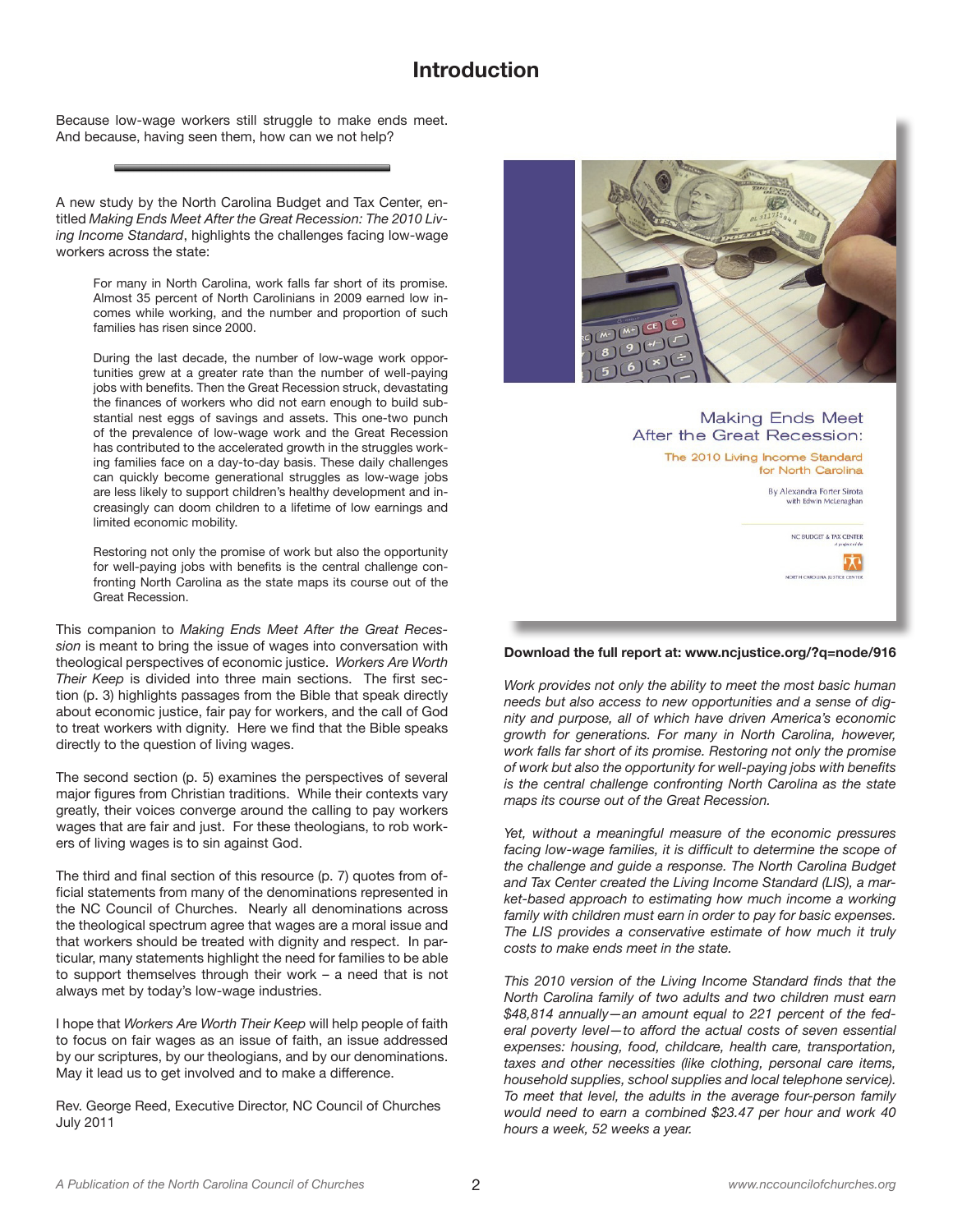# Introduction

Because low-wage workers still struggle to make ends meet. And because, having seen them, how can we not help?

A new study by the North Carolina Budget and Tax Center, entitled *Making Ends Meet After the Great Recession: The 2010 Living Income Standard*, highlights the challenges facing low-wage workers across the state:

> For many in North Carolina, work falls far short of its promise. Almost 35 percent of North Carolinians in 2009 earned low incomes while working, and the number and proportion of such families has risen since 2000.
>
> During the last decade, the number of low-wage work opportunities grew at a greater rate than the number of well-paying jobs with benefits. Then the Great Recession struck, devastating the finances of workers who did not earn enough to build substantial nest eggs of savings and assets. This one-two punch of the prevalence of low-wage work and the Great Recession has contributed to the accelerated growth in the struggles working families face on a day-to-day basis. These daily challenges can quickly become generational struggles as low-wage jobs are less likely to support children's healthy development and increasingly can doom children to a lifetime of low earnings and limited economic mobility.
>
> Restoring not only the promise of work but also the opportunity for well-paying jobs with benefits is the central challenge confronting North Carolina as the state maps its course out of the Great Recession.

This companion to *Making Ends Meet After the Great Recession* is meant to bring the issue of wages into conversation with theological perspectives of economic justice. *Workers Are Worth Their Keep* is divided into three main sections. The first section (p. 3) highlights passages from the Bible that speak directly about economic justice, fair pay for workers, and the call of God to treat workers with dignity. Here we find that the Bible speaks directly to the question of living wages.

The second section (p. 5) examines the perspectives of several major figures from Christian traditions. While their contexts vary greatly, their voices converge around the calling to pay workers wages that are fair and just. For these theologians, to rob workers of living wages is to sin against God.

The third and final section of this resource (p. 7) quotes from official statements from many of the denominations represented in the NC Council of Churches. Nearly all denominations across the theological spectrum agree that wages are a moral issue and that workers should be treated with dignity and respect. In particular, many statements highlight the need for families to be able to support themselves through their work – a need that is not always met by today's low-wage industries.

I hope that *Workers Are Worth Their Keep* will help people of faith to focus on fair wages as an issue of faith, an issue addressed by our scriptures, by our theologians, and by our denominations. May it lead us to get involved and to make a difference.

Rev. George Reed, Executive Director, NC Council of Churches
July 2011

Making Ends Meet After the Great Recession:
The 2010 Living Income Standard for North Carolina
By Alexandra Forter Sirota with Edwin McLenaghan
NC Budget & Tax Center
North Carolina Justice Center

**Download the full report at: www.ncjustice.org/?q=node/916**

*Work provides not only the ability to meet the most basic human needs but also access to new opportunities and a sense of dignity and purpose, all of which have driven America's economic growth for generations. For many in North Carolina, however, work falls far short of its promise. Restoring not only the promise of work but also the opportunity for well-paying jobs with benefits is the central challenge confronting North Carolina as the state maps its course out of the Great Recession.*

*Yet, without a meaningful measure of the economic pressures facing low-wage families, it is difficult to determine the scope of the challenge and guide a response. The North Carolina Budget and Tax Center created the Living Income Standard (LIS), a market-based approach to estimating how much income a working family with children must earn in order to pay for basic expenses. The LIS provides a conservative estimate of how much it truly costs to make ends meet in the state.*

*This 2010 version of the Living Income Standard finds that the North Carolina family of two adults and two children must earn $48,814 annually—an amount equal to 221 percent of the federal poverty level—to afford the actual costs of seven essential expenses: housing, food, childcare, health care, transportation, taxes and other necessities (like clothing, personal care items, household supplies, school supplies and local telephone service). To meet that level, the adults in the average four-person family would need to earn a combined $23.47 per hour and work 40 hours a week, 52 weeks a year.*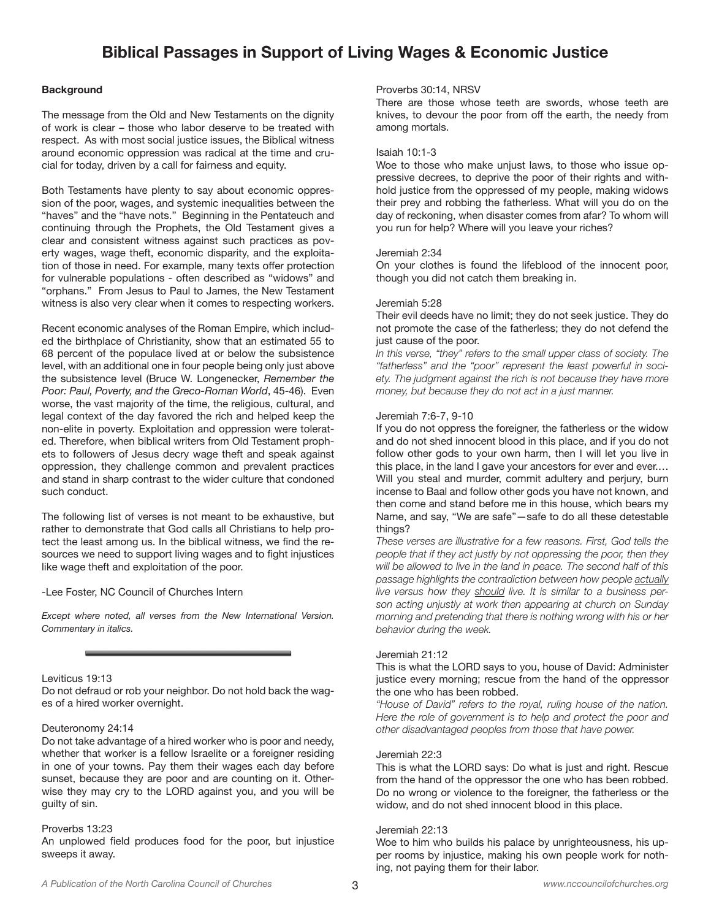# Biblical Passages in Support of Living Wages & Economic Justice

**Background**

The message from the Old and New Testaments on the dignity of work is clear – those who labor deserve to be treated with respect. As with most social justice issues, the Biblical witness around economic oppression was radical at the time and crucial for today, driven by a call for fairness and equity.

Both Testaments have plenty to say about economic oppression of the poor, wages, and systemic inequalities between the "haves" and the "have nots." Beginning in the Pentateuch and continuing through the Prophets, the Old Testament gives a clear and consistent witness against such practices as poverty wages, wage theft, economic disparity, and the exploitation of those in need. For example, many texts offer protection for vulnerable populations - often described as "widows" and "orphans." From Jesus to Paul to James, the New Testament witness is also very clear when it comes to respecting workers.

Recent economic analyses of the Roman Empire, which included the birthplace of Christianity, show that an estimated 55 to 68 percent of the populace lived at or below the subsistence level, with an additional one in four people being only just above the subsistence level (Bruce W. Longenecker, *Remember the Poor: Paul, Poverty, and the Greco-Roman World*, 45-46). Even worse, the vast majority of the time, the religious, cultural, and legal context of the day favored the rich and helped keep the non-elite in poverty. Exploitation and oppression were tolerated. Therefore, when biblical writers from Old Testament prophets to followers of Jesus decry wage theft and speak against oppression, they challenge common and prevalent practices and stand in sharp contrast to the wider culture that condoned such conduct.

The following list of verses is not meant to be exhaustive, but rather to demonstrate that God calls all Christians to help protect the least among us. In the biblical witness, we find the resources we need to support living wages and to fight injustices like wage theft and exploitation of the poor.

-Lee Foster, NC Council of Churches Intern

*Except where noted, all verses from the New International Version. Commentary in italics.*

---

Leviticus 19:13
Do not defraud or rob your neighbor. Do not hold back the wages of a hired worker overnight.

Deuteronomy 24:14
Do not take advantage of a hired worker who is poor and needy, whether that worker is a fellow Israelite or a foreigner residing in one of your towns. Pay them their wages each day before sunset, because they are poor and are counting on it. Otherwise they may cry to the LORD against you, and you will be guilty of sin.

Proverbs 13:23
An unplowed field produces food for the poor, but injustice sweeps it away.

Proverbs 30:14, NRSV
There are those whose teeth are swords, whose teeth are knives, to devour the poor from off the earth, the needy from among mortals.

Isaiah 10:1-3
Woe to those who make unjust laws, to those who issue oppressive decrees, to deprive the poor of their rights and withhold justice from the oppressed of my people, making widows their prey and robbing the fatherless. What will you do on the day of reckoning, when disaster comes from afar? To whom will you run for help? Where will you leave your riches?

Jeremiah 2:34
On your clothes is found the lifeblood of the innocent poor, though you did not catch them breaking in.

Jeremiah 5:28
Their evil deeds have no limit; they do not seek justice. They do not promote the case of the fatherless; they do not defend the just cause of the poor.
*In this verse, "they" refers to the small upper class of society. The "fatherless" and the "poor" represent the least powerful in society. The judgment against the rich is not because they have more money, but because they do not act in a just manner.*

Jeremiah 7:6-7, 9-10
If you do not oppress the foreigner, the fatherless or the widow and do not shed innocent blood in this place, and if you do not follow other gods to your own harm, then I will let you live in this place, in the land I gave your ancestors for ever and ever.… Will you steal and murder, commit adultery and perjury, burn incense to Baal and follow other gods you have not known, and then come and stand before me in this house, which bears my Name, and say, "We are safe"—safe to do all these detestable things?
*These verses are illustrative for a few reasons. First, God tells the people that if they act justly by not oppressing the poor, then they will be allowed to live in the land in peace. The second half of this passage highlights the contradiction between how people actually live versus how they should live. It is similar to a business person acting unjustly at work then appearing at church on Sunday morning and pretending that there is nothing wrong with his or her behavior during the week.*

Jeremiah 21:12
This is what the LORD says to you, house of David: Administer justice every morning; rescue from the hand of the oppressor the one who has been robbed.
*"House of David" refers to the royal, ruling house of the nation. Here the role of government is to help and protect the poor and other disadvantaged peoples from those that have power.*

Jeremiah 22:3
This is what the LORD says: Do what is just and right. Rescue from the hand of the oppressor the one who has been robbed. Do no wrong or violence to the foreigner, the fatherless or the widow, and do not shed innocent blood in this place.

Jeremiah 22:13
Woe to him who builds his palace by unrighteousness, his upper rooms by injustice, making his own people work for nothing, not paying them for their labor.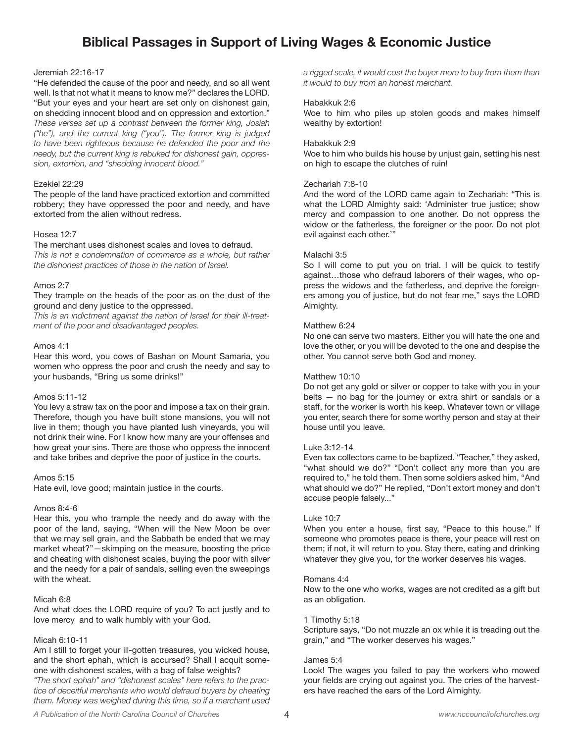# Biblical Passages in Support of Living Wages & Economic Justice

Jeremiah 22:16-17

"He defended the cause of the poor and needy, and so all went well. Is that not what it means to know me?" declares the LORD. "But your eyes and your heart are set only on dishonest gain, on shedding innocent blood and on oppression and extortion."
*These verses set up a contrast between the former king, Josiah ("he"), and the current king ("you"). The former king is judged to have been righteous because he defended the poor and the needy, but the current king is rebuked for dishonest gain, oppression, extortion, and "shedding innocent blood."*

Ezekiel 22:29

The people of the land have practiced extortion and committed robbery; they have oppressed the poor and needy, and have extorted from the alien without redress.

Hosea 12:7

The merchant uses dishonest scales and loves to defraud.
*This is not a condemnation of commerce as a whole, but rather the dishonest practices of those in the nation of Israel.*

Amos 2:7

They trample on the heads of the poor as on the dust of the ground and deny justice to the oppressed.
*This is an indictment against the nation of Israel for their ill-treatment of the poor and disadvantaged peoples.*

Amos 4:1

Hear this word, you cows of Bashan on Mount Samaria, you women who oppress the poor and crush the needy and say to your husbands, "Bring us some drinks!"

Amos 5:11-12

You levy a straw tax on the poor and impose a tax on their grain. Therefore, though you have built stone mansions, you will not live in them; though you have planted lush vineyards, you will not drink their wine. For I know how many are your offenses and how great your sins. There are those who oppress the innocent and take bribes and deprive the poor of justice in the courts.

Amos 5:15

Hate evil, love good; maintain justice in the courts.

Amos 8:4-6

Hear this, you who trample the needy and do away with the poor of the land, saying, "When will the New Moon be over that we may sell grain, and the Sabbath be ended that we may market wheat?"—skimping on the measure, boosting the price and cheating with dishonest scales, buying the poor with silver and the needy for a pair of sandals, selling even the sweepings with the wheat.

Micah 6:8

And what does the LORD require of you? To act justly and to love mercy and to walk humbly with your God.

Micah 6:10-11

Am I still to forget your ill-gotten treasures, you wicked house, and the short ephah, which is accursed? Shall I acquit someone with dishonest scales, with a bag of false weights?
*"The short ephah" and "dishonest scales" here refers to the practice of deceitful merchants who would defraud buyers by cheating them. Money was weighed during this time, so if a merchant used a rigged scale, it would cost the buyer more to buy from them than it would to buy from an honest merchant.*

Habakkuk 2:6

Woe to him who piles up stolen goods and makes himself wealthy by extortion!

Habakkuk 2:9

Woe to him who builds his house by unjust gain, setting his nest on high to escape the clutches of ruin!

Zechariah 7:8-10

And the word of the LORD came again to Zechariah: "This is what the LORD Almighty said: 'Administer true justice; show mercy and compassion to one another. Do not oppress the widow or the fatherless, the foreigner or the poor. Do not plot evil against each other.'"

Malachi 3:5

So I will come to put you on trial. I will be quick to testify against…those who defraud laborers of their wages, who oppress the widows and the fatherless, and deprive the foreigners among you of justice, but do not fear me," says the LORD Almighty.

Matthew 6:24

No one can serve two masters. Either you will hate the one and love the other, or you will be devoted to the one and despise the other. You cannot serve both God and money.

Matthew 10:10

Do not get any gold or silver or copper to take with you in your belts — no bag for the journey or extra shirt or sandals or a staff, for the worker is worth his keep. Whatever town or village you enter, search there for some worthy person and stay at their house until you leave.

Luke 3:12-14

Even tax collectors came to be baptized. "Teacher," they asked, "what should we do?" "Don't collect any more than you are required to," he told them. Then some soldiers asked him, "And what should we do?" He replied, "Don't extort money and don't accuse people falsely..."

Luke 10:7

When you enter a house, first say, "Peace to this house." If someone who promotes peace is there, your peace will rest on them; if not, it will return to you. Stay there, eating and drinking whatever they give you, for the worker deserves his wages.

Romans 4:4

Now to the one who works, wages are not credited as a gift but as an obligation.

1 Timothy 5:18

Scripture says, "Do not muzzle an ox while it is treading out the grain," and "The worker deserves his wages."

James 5:4

Look! The wages you failed to pay the workers who mowed your fields are crying out against you. The cries of the harvesters have reached the ears of the Lord Almighty.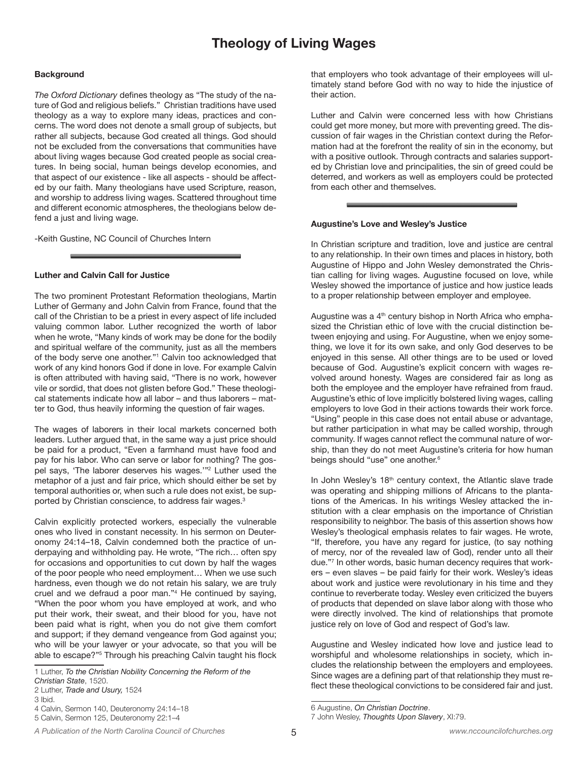# Theology of Living Wages

**Background**

*The Oxford Dictionary* defines theology as "The study of the nature of God and religious beliefs." Christian traditions have used theology as a way to explore many ideas, practices and concerns. The word does not denote a small group of subjects, but rather all subjects, because God created all things. God should not be excluded from the conversations that communities have about living wages because God created people as social creatures. In being social, human beings develop economies, and that aspect of our existence - like all aspects - should be affected by our faith. Many theologians have used Scripture, reason, and worship to address living wages. Scattered throughout time and different economic atmospheres, the theologians below defend a just and living wage.

-Keith Gustine, NC Council of Churches Intern

**Luther and Calvin Call for Justice**

The two prominent Protestant Reformation theologians, Martin Luther of Germany and John Calvin from France, found that the call of the Christian to be a priest in every aspect of life included valuing common labor. Luther recognized the worth of labor when he wrote, "Many kinds of work may be done for the bodily and spiritual welfare of the community, just as all the members of the body serve one another."[1] Calvin too acknowledged that work of any kind honors God if done in love. For example Calvin is often attributed with having said, "There is no work, however vile or sordid, that does not glisten before God." These theological statements indicate how all labor – and thus laborers – matter to God, thus heavily informing the question of fair wages.

The wages of laborers in their local markets concerned both leaders. Luther argued that, in the same way a just price should be paid for a product, "Even a farmhand must have food and pay for his labor. Who can serve or labor for nothing? The gospel says, 'The laborer deserves his wages.'"[2] Luther used the metaphor of a just and fair price, which should either be set by temporal authorities or, when such a rule does not exist, be supported by Christian conscience, to address fair wages.[3]

Calvin explicitly protected workers, especially the vulnerable ones who lived in constant necessity. In his sermon on Deuteronomy 24:14–18, Calvin condemned both the practice of underpaying and withholding pay. He wrote, "The rich… often spy for occasions and opportunities to cut down by half the wages of the poor people who need employment… When we use such hardness, even though we do not retain his salary, we are truly cruel and we defraud a poor man."[4] He continued by saying, "When the poor whom you have employed at work, and who put their work, their sweat, and their blood for you, have not been paid what is right, when you do not give them comfort and support; if they demand vengeance from God against you; who will be your lawyer or your advocate, so that you will be able to escape?"[5] Through his preaching Calvin taught his flock that employers who took advantage of their employees will ultimately stand before God with no way to hide the injustice of their action.

Luther and Calvin were concerned less with how Christians could get more money, but more with preventing greed. The discussion of fair wages in the Christian context during the Reformation had at the forefront the reality of sin in the economy, but with a positive outlook. Through contracts and salaries supported by Christian love and principalities, the sin of greed could be deterred, and workers as well as employers could be protected from each other and themselves.

**Augustine's Love and Wesley's Justice**

In Christian scripture and tradition, love and justice are central to any relationship. In their own times and places in history, both Augustine of Hippo and John Wesley demonstrated the Christian calling for living wages. Augustine focused on love, while Wesley showed the importance of justice and how justice leads to a proper relationship between employer and employee.

Augustine was a 4th century bishop in North Africa who emphasized the Christian ethic of love with the crucial distinction between enjoying and using. For Augustine, when we enjoy something, we love it for its own sake, and only God deserves to be enjoyed in this sense. All other things are to be used or loved because of God. Augustine's explicit concern with wages revolved around honesty. Wages are considered fair as long as both the employee and the employer have refrained from fraud. Augustine's ethic of love implicitly bolstered living wages, calling employers to love God in their actions towards their work force. "Using" people in this case does not entail abuse or advantage, but rather participation in what may be called worship, through community. If wages cannot reflect the communal nature of worship, than they do not meet Augustine's criteria for how human beings should "use" one another.[6]

In John Wesley's 18th century context, the Atlantic slave trade was operating and shipping millions of Africans to the plantations of the Americas. In his writings Wesley attacked the institution with a clear emphasis on the importance of Christian responsibility to neighbor. The basis of this assertion shows how Wesley's theological emphasis relates to fair wages. He wrote, "If, therefore, you have any regard for justice, (to say nothing of mercy, nor of the revealed law of God), render unto all their due."[7] In other words, basic human decency requires that workers – even slaves – be paid fairly for their work. Wesley's ideas about work and justice were revolutionary in his time and they continue to reverberate today. Wesley even criticized the buyers of products that depended on slave labor along with those who were directly involved. The kind of relationships that promote justice rely on love of God and respect of God's law.

Augustine and Wesley indicated how love and justice lead to worshipful and wholesome relationships in society, which includes the relationship between the employers and employees. Since wages are a defining part of that relationship they must reflect these theological convictions to be considered fair and just.

1 Luther, *To the Christian Nobility Concerning the Reform of the Christian State*, 1520.
2 Luther, *Trade and Usury,* 1524
3 Ibid.
4 Calvin, Sermon 140, Deuteronomy 24:14–18
5 Calvin, Sermon 125, Deuteronomy 22:1–4
6 Augustine, *On Christian Doctrine*.
7 John Wesley, *Thoughts Upon Slavery*, XI:79.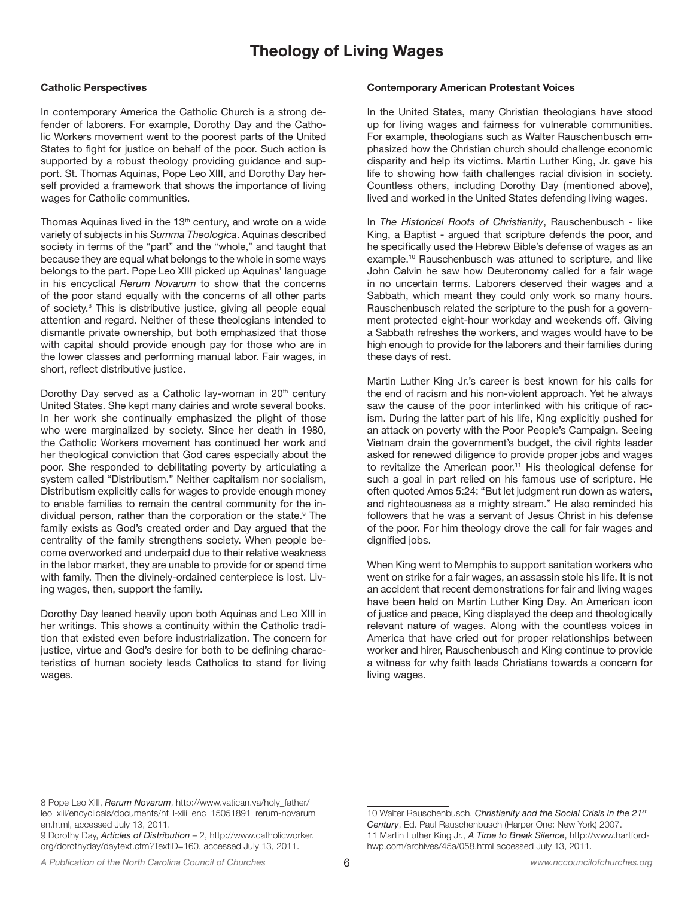# Theology of Living Wages

### Catholic Perspectives

In contemporary America the Catholic Church is a strong defender of laborers. For example, Dorothy Day and the Catholic Workers movement went to the poorest parts of the United States to fight for justice on behalf of the poor. Such action is supported by a robust theology providing guidance and support. St. Thomas Aquinas, Pope Leo XIII, and Dorothy Day herself provided a framework that shows the importance of living wages for Catholic communities.

Thomas Aquinas lived in the 13th century, and wrote on a wide variety of subjects in his *Summa Theologica*. Aquinas described society in terms of the "part" and the "whole," and taught that because they are equal what belongs to the whole in some ways belongs to the part. Pope Leo XIII picked up Aquinas' language in his encyclical *Rerum Novarum* to show that the concerns of the poor stand equally with the concerns of all other parts of society.[8] This is distributive justice, giving all people equal attention and regard. Neither of these theologians intended to dismantle private ownership, but both emphasized that those with capital should provide enough pay for those who are in the lower classes and performing manual labor. Fair wages, in short, reflect distributive justice.

Dorothy Day served as a Catholic lay-woman in 20th century United States. She kept many dairies and wrote several books. In her work she continually emphasized the plight of those who were marginalized by society. Since her death in 1980, the Catholic Workers movement has continued her work and her theological conviction that God cares especially about the poor. She responded to debilitating poverty by articulating a system called "Distributism." Neither capitalism nor socialism, Distributism explicitly calls for wages to provide enough money to enable families to remain the central community for the individual person, rather than the corporation or the state.[9] The family exists as God's created order and Day argued that the centrality of the family strengthens society. When people become overworked and underpaid due to their relative weakness in the labor market, they are unable to provide for or spend time with family. Then the divinely-ordained centerpiece is lost. Living wages, then, support the family.

Dorothy Day leaned heavily upon both Aquinas and Leo XIII in her writings. This shows a continuity within the Catholic tradition that existed even before industrialization. The concern for justice, virtue and God's desire for both to be defining characteristics of human society leads Catholics to stand for living wages.

### Contemporary American Protestant Voices

In the United States, many Christian theologians have stood up for living wages and fairness for vulnerable communities. For example, theologians such as Walter Rauschenbusch emphasized how the Christian church should challenge economic disparity and help its victims. Martin Luther King, Jr. gave his life to showing how faith challenges racial division in society. Countless others, including Dorothy Day (mentioned above), lived and worked in the United States defending living wages.

In *The Historical Roots of Christianity*, Rauschenbusch - like King, a Baptist - argued that scripture defends the poor, and he specifically used the Hebrew Bible's defense of wages as an example.[10] Rauschenbusch was attuned to scripture, and like John Calvin he saw how Deuteronomy called for a fair wage in no uncertain terms. Laborers deserved their wages and a Sabbath, which meant they could only work so many hours. Rauschenbusch related the scripture to the push for a government protected eight-hour workday and weekends off. Giving a Sabbath refreshes the workers, and wages would have to be high enough to provide for the laborers and their families during these days of rest.

Martin Luther King Jr.'s career is best known for his calls for the end of racism and his non-violent approach. Yet he always saw the cause of the poor interlinked with his critique of racism. During the latter part of his life, King explicitly pushed for an attack on poverty with the Poor People's Campaign. Seeing Vietnam drain the government's budget, the civil rights leader asked for renewed diligence to provide proper jobs and wages to revitalize the American poor.[11] His theological defense for such a goal in part relied on his famous use of scripture. He often quoted Amos 5:24: "But let judgment run down as waters, and righteousness as a mighty stream." He also reminded his followers that he was a servant of Jesus Christ in his defense of the poor. For him theology drove the call for fair wages and dignified jobs.

When King went to Memphis to support sanitation workers who went on strike for a fair wages, an assassin stole his life. It is not an accident that recent demonstrations for fair and living wages have been held on Martin Luther King Day. An American icon of justice and peace, King displayed the deep and theologically relevant nature of wages. Along with the countless voices in America that have cried out for proper relationships between worker and hirer, Rauschenbusch and King continue to provide a witness for why faith leads Christians towards a concern for living wages.

---

8 Pope Leo XIII, *Rerum Novarum*, http://www.vatican.va/holy_father/leo_xiii/encyclicals/documents/hf_l-xiii_enc_15051891_rerum-novarum_en.html, accessed July 13, 2011.

9 Dorothy Day, *Articles of Distribution* – 2, http://www.catholicworker.org/dorothyday/daytext.cfm?TextID=160, accessed July 13, 2011.

10 Walter Rauschenbusch, ***Christianity and the Social Crisis in the 21st Century***, Ed. Paul Rauschenbusch (Harper One: New York) 2007.

11 Martin Luther King Jr., ***A Time to Break Silence***, http://www.hartford-hwp.com/archives/45a/058.html accessed July 13, 2011.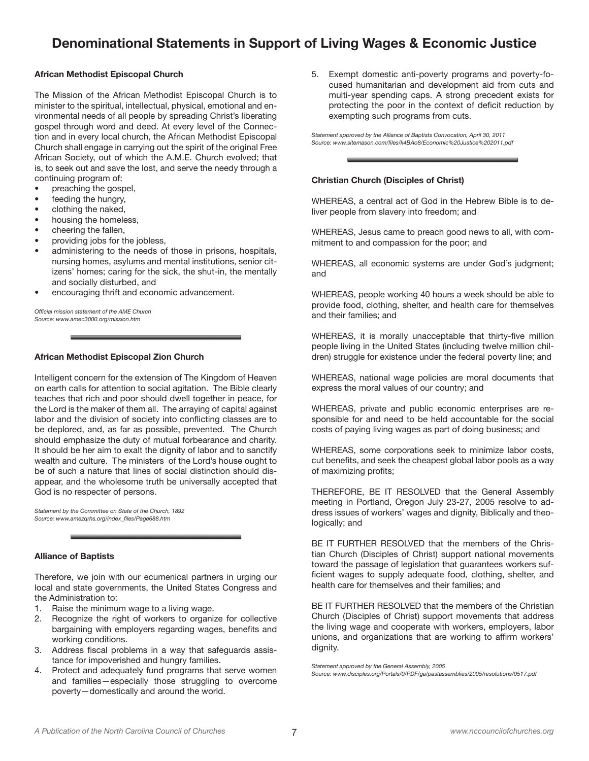# Denominational Statements in Support of Living Wages & Economic Justice

### African Methodist Episcopal Church

The Mission of the African Methodist Episcopal Church is to minister to the spiritual, intellectual, physical, emotional and environmental needs of all people by spreading Christ's liberating gospel through word and deed. At every level of the Connection and in every local church, the African Methodist Episcopal Church shall engage in carrying out the spirit of the original Free African Society, out of which the A.M.E. Church evolved; that is, to seek out and save the lost, and serve the needy through a continuing program of:

- preaching the gospel,
- feeding the hungry,
- clothing the naked,
- housing the homeless,
- cheering the fallen,
- providing jobs for the jobless,
- administering to the needs of those in prisons, hospitals, nursing homes, asylums and mental institutions, senior citizens' homes; caring for the sick, the shut-in, the mentally and socially disturbed, and
- encouraging thrift and economic advancement.

*Official mission statement of the AME Church*
*Source: www.amec3000.org/mission.htm*

### African Methodist Episcopal Zion Church

Intelligent concern for the extension of The Kingdom of Heaven on earth calls for attention to social agitation. The Bible clearly teaches that rich and poor should dwell together in peace, for the Lord is the maker of them all. The arraying of capital against labor and the division of society into conflicting classes are to be deplored, and, as far as possible, prevented. The Church should emphasize the duty of mutual forbearance and charity. It should be her aim to exalt the dignity of labor and to sanctify wealth and culture. The ministers of the Lord's house ought to be of such a nature that lines of social distinction should disappear, and the wholesome truth be universally accepted that God is no respecter of persons.

*Statement by the Committee on State of the Church, 1892*
*Source: www.amezqrhs.org/index_files/Page688.htm*

### Alliance of Baptists

Therefore, we join with our ecumenical partners in urging our local and state governments, the United States Congress and the Administration to:

1. Raise the minimum wage to a living wage.
2. Recognize the right of workers to organize for collective bargaining with employers regarding wages, benefits and working conditions.
3. Address fiscal problems in a way that safeguards assistance for impoverished and hungry families.
4. Protect and adequately fund programs that serve women and families—especially those struggling to overcome poverty—domestically and around the world.
5. Exempt domestic anti-poverty programs and poverty-focused humanitarian and development aid from cuts and multi-year spending caps. A strong precedent exists for protecting the poor in the context of deficit reduction by exempting such programs from cuts.

*Statement approved by the Alliance of Baptists Convocation, April 30, 2011*
*Source: www.sitemason.com/files/k4BAo8/Economic%20Justice%202011.pdf*

### Christian Church (Disciples of Christ)

WHEREAS, a central act of God in the Hebrew Bible is to deliver people from slavery into freedom; and

WHEREAS, Jesus came to preach good news to all, with commitment to and compassion for the poor; and

WHEREAS, all economic systems are under God's judgment; and

WHEREAS, people working 40 hours a week should be able to provide food, clothing, shelter, and health care for themselves and their families; and

WHEREAS, it is morally unacceptable that thirty-five million people living in the United States (including twelve million children) struggle for existence under the federal poverty line; and

WHEREAS, national wage policies are moral documents that express the moral values of our country; and

WHEREAS, private and public economic enterprises are responsible for and need to be held accountable for the social costs of paying living wages as part of doing business; and

WHEREAS, some corporations seek to minimize labor costs, cut benefits, and seek the cheapest global labor pools as a way of maximizing profits;

THEREFORE, BE IT RESOLVED that the General Assembly meeting in Portland, Oregon July 23-27, 2005 resolve to address issues of workers' wages and dignity, Biblically and theologically; and

BE IT FURTHER RESOLVED that the members of the Christian Church (Disciples of Christ) support national movements toward the passage of legislation that guarantees workers sufficient wages to supply adequate food, clothing, shelter, and health care for themselves and their families; and

BE IT FURTHER RESOLVED that the members of the Christian Church (Disciples of Christ) support movements that address the living wage and cooperate with workers, employers, labor unions, and organizations that are working to affirm workers' dignity.

*Statement approved by the General Assembly, 2005*
*Source: www.disciples.org/Portals/0/PDF/ga/pastassemblies/2005/resolutions/0517.pdf*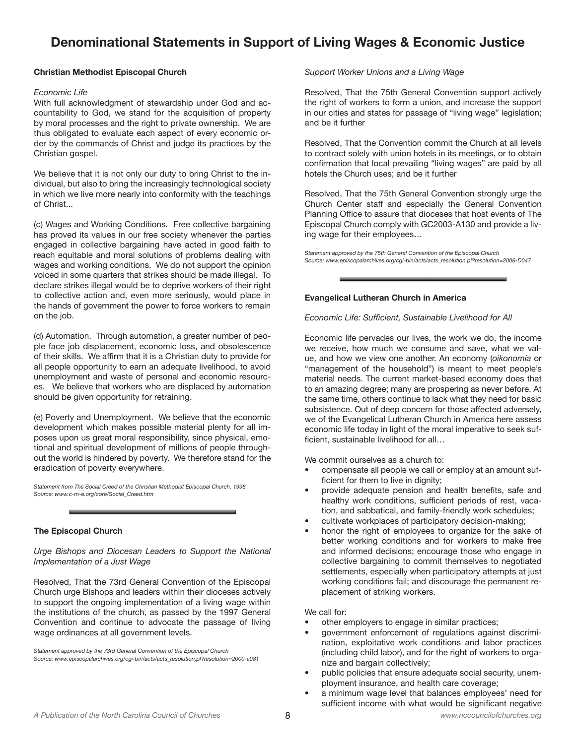# Denominational Statements in Support of Living Wages & Economic Justice

### Christian Methodist Episcopal Church

*Economic Life*

With full acknowledgment of stewardship under God and accountability to God, we stand for the acquisition of property by moral processes and the right to private ownership. We are thus obligated to evaluate each aspect of every economic order by the commands of Christ and judge its practices by the Christian gospel.

We believe that it is not only our duty to bring Christ to the individual, but also to bring the increasingly technological society in which we live more nearly into conformity with the teachings of Christ...

(c) Wages and Working Conditions. Free collective bargaining has proved its values in our free society whenever the parties engaged in collective bargaining have acted in good faith to reach equitable and moral solutions of problems dealing with wages and working conditions. We do not support the opinion voiced in some quarters that strikes should be made illegal. To declare strikes illegal would be to deprive workers of their right to collective action and, even more seriously, would place in the hands of government the power to force workers to remain on the job.

(d) Automation. Through automation, a greater number of people face job displacement, economic loss, and obsolescence of their skills. We affirm that it is a Christian duty to provide for all people opportunity to earn an adequate livelihood, to avoid unemployment and waste of personal and economic resources. We believe that workers who are displaced by automation should be given opportunity for retraining.

(e) Poverty and Unemployment. We believe that the economic development which makes possible material plenty for all imposes upon us great moral responsibility, since physical, emotional and spiritual development of millions of people throughout the world is hindered by poverty. We therefore stand for the eradication of poverty everywhere.

*Statement from The Social Creed of the Christian Methodist Episcopal Church, 1998*
*Source: www.c-m-e.org/core/Social_Creed.htm*

### The Episcopal Church

*Urge Bishops and Diocesan Leaders to Support the National Implementation of a Just Wage*

Resolved, That the 73rd General Convention of the Episcopal Church urge Bishops and leaders within their dioceses actively to support the ongoing implementation of a living wage within the institutions of the church, as passed by the 1997 General Convention and continue to advocate the passage of living wage ordinances at all government levels.

*Statement approved by the 73rd General Convention of the Episcopal Church*
*Source: www.episcopalarchives.org/cgi-bin/acts/acts_resolution.pl?resolution=2000-a081*

*Support Worker Unions and a Living Wage*

Resolved, That the 75th General Convention support actively the right of workers to form a union, and increase the support in our cities and states for passage of "living wage" legislation; and be it further

Resolved, That the Convention commit the Church at all levels to contract solely with union hotels in its meetings, or to obtain confirmation that local prevailing "living wages" are paid by all hotels the Church uses; and be it further

Resolved, That the 75th General Convention strongly urge the Church Center staff and especially the General Convention Planning Office to assure that dioceses that host events of The Episcopal Church comply with GC2003-A130 and provide a living wage for their employees…

*Statement approved by the 75th General Convention of the Episcopal Church*
*Source: www.episcopalarchives.org/cgi-bin/acts/acts_resolution.pl?resolution=2006-D047*

### Evangelical Lutheran Church in America

*Economic Life: Sufficient, Sustainable Livelihood for All*

Economic life pervades our lives, the work we do, the income we receive, how much we consume and save, what we value, and how we view one another. An economy (*oikonomia* or "management of the household") is meant to meet people's material needs. The current market-based economy does that to an amazing degree; many are prospering as never before. At the same time, others continue to lack what they need for basic subsistence. Out of deep concern for those affected adversely, we of the Evangelical Lutheran Church in America here assess economic life today in light of the moral imperative to seek sufficient, sustainable livelihood for all…

We commit ourselves as a church to:

- compensate all people we call or employ at an amount sufficient for them to live in dignity;
- provide adequate pension and health benefits, safe and healthy work conditions, sufficient periods of rest, vacation, and sabbatical, and family-friendly work schedules;
- cultivate workplaces of participatory decision-making;
- honor the right of employees to organize for the sake of better working conditions and for workers to make free and informed decisions; encourage those who engage in collective bargaining to commit themselves to negotiated settlements, especially when participatory attempts at just working conditions fail; and discourage the permanent replacement of striking workers.

We call for:

- other employers to engage in similar practices;
- government enforcement of regulations against discrimination, exploitative work conditions and labor practices (including child labor), and for the right of workers to organize and bargain collectively;
- public policies that ensure adequate social security, unemployment insurance, and health care coverage;
- a minimum wage level that balances employees' need for sufficient income with what would be significant negative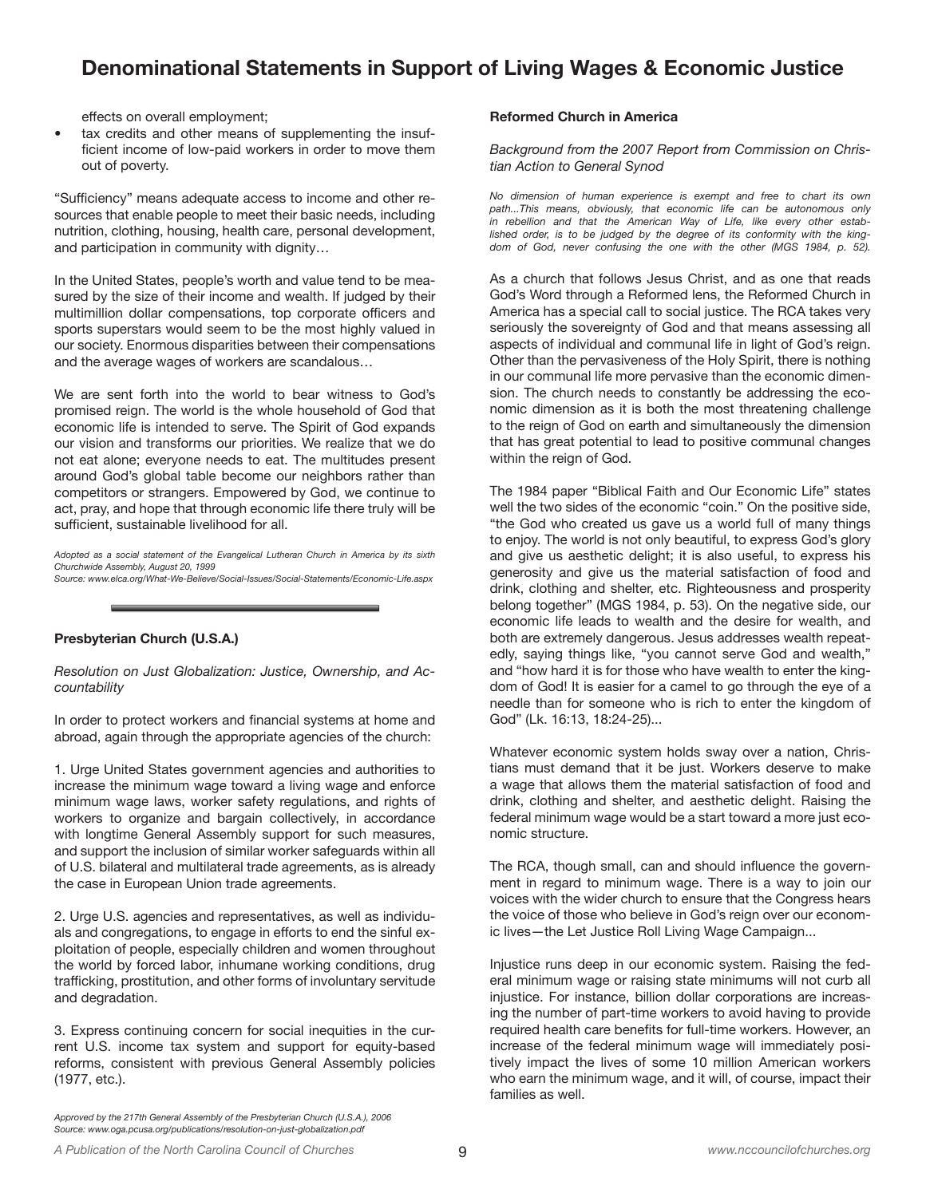effects on overall employment;

- tax credits and other means of supplementing the insufficient income of low-paid workers in order to move them out of poverty.

"Sufficiency" means adequate access to income and other resources that enable people to meet their basic needs, including nutrition, clothing, housing, health care, personal development, and participation in community with dignity…

In the United States, people's worth and value tend to be measured by the size of their income and wealth. If judged by their multimillion dollar compensations, top corporate officers and sports superstars would seem to be the most highly valued in our society. Enormous disparities between their compensations and the average wages of workers are scandalous…

We are sent forth into the world to bear witness to God's promised reign. The world is the whole household of God that economic life is intended to serve. The Spirit of God expands our vision and transforms our priorities. We realize that we do not eat alone; everyone needs to eat. The multitudes present around God's global table become our neighbors rather than competitors or strangers. Empowered by God, we continue to act, pray, and hope that through economic life there truly will be sufficient, sustainable livelihood for all.

*Adopted as a social statement of the Evangelical Lutheran Church in America by its sixth Churchwide Assembly, August 20, 1999*
*Source: www.elca.org/What-We-Believe/Social-Issues/Social-Statements/Economic-Life.aspx*

**Presbyterian Church (U.S.A.)**

*Resolution on Just Globalization: Justice, Ownership, and Accountability*

In order to protect workers and financial systems at home and abroad, again through the appropriate agencies of the church:

1. Urge United States government agencies and authorities to increase the minimum wage toward a living wage and enforce minimum wage laws, worker safety regulations, and rights of workers to organize and bargain collectively, in accordance with longtime General Assembly support for such measures, and support the inclusion of similar worker safeguards within all of U.S. bilateral and multilateral trade agreements, as is already the case in European Union trade agreements.

2. Urge U.S. agencies and representatives, as well as individuals and congregations, to engage in efforts to end the sinful exploitation of people, especially children and women throughout the world by forced labor, inhumane working conditions, drug trafficking, prostitution, and other forms of involuntary servitude and degradation.

3. Express continuing concern for social inequities in the current U.S. income tax system and support for equity-based reforms, consistent with previous General Assembly policies (1977, etc.).

*Approved by the 217th General Assembly of the Presbyterian Church (U.S.A.), 2006*
*Source: www.oga.pcusa.org/publications/resolution-on-just-globalization.pdf*

**Reformed Church in America**

*Background from the 2007 Report from Commission on Christian Action to General Synod*

*No dimension of human experience is exempt and free to chart its own path...This means, obviously, that economic life can be autonomous only in rebellion and that the American Way of Life, like every other established order, is to be judged by the degree of its conformity with the kingdom of God, never confusing the one with the other (MGS 1984, p. 52).*

As a church that follows Jesus Christ, and as one that reads God's Word through a Reformed lens, the Reformed Church in America has a special call to social justice. The RCA takes very seriously the sovereignty of God and that means assessing all aspects of individual and communal life in light of God's reign. Other than the pervasiveness of the Holy Spirit, there is nothing in our communal life more pervasive than the economic dimension. The church needs to constantly be addressing the economic dimension as it is both the most threatening challenge to the reign of God on earth and simultaneously the dimension that has great potential to lead to positive communal changes within the reign of God.

The 1984 paper "Biblical Faith and Our Economic Life" states well the two sides of the economic "coin." On the positive side, "the God who created us gave us a world full of many things to enjoy. The world is not only beautiful, to express God's glory and give us aesthetic delight; it is also useful, to express his generosity and give us the material satisfaction of food and drink, clothing and shelter, etc. Righteousness and prosperity belong together" (MGS 1984, p. 53). On the negative side, our economic life leads to wealth and the desire for wealth, and both are extremely dangerous. Jesus addresses wealth repeatedly, saying things like, "you cannot serve God and wealth," and "how hard it is for those who have wealth to enter the kingdom of God! It is easier for a camel to go through the eye of a needle than for someone who is rich to enter the kingdom of God" (Lk. 16:13, 18:24-25)...

Whatever economic system holds sway over a nation, Christians must demand that it be just. Workers deserve to make a wage that allows them the material satisfaction of food and drink, clothing and shelter, and aesthetic delight. Raising the federal minimum wage would be a start toward a more just economic structure.

The RCA, though small, can and should influence the government in regard to minimum wage. There is a way to join our voices with the wider church to ensure that the Congress hears the voice of those who believe in God's reign over our economic lives—the Let Justice Roll Living Wage Campaign...

Injustice runs deep in our economic system. Raising the federal minimum wage or raising state minimums will not curb all injustice. For instance, billion dollar corporations are increasing the number of part-time workers to avoid having to provide required health care benefits for full-time workers. However, an increase of the federal minimum wage will immediately positively impact the lives of some 10 million American workers who earn the minimum wage, and it will, of course, impact their families as well.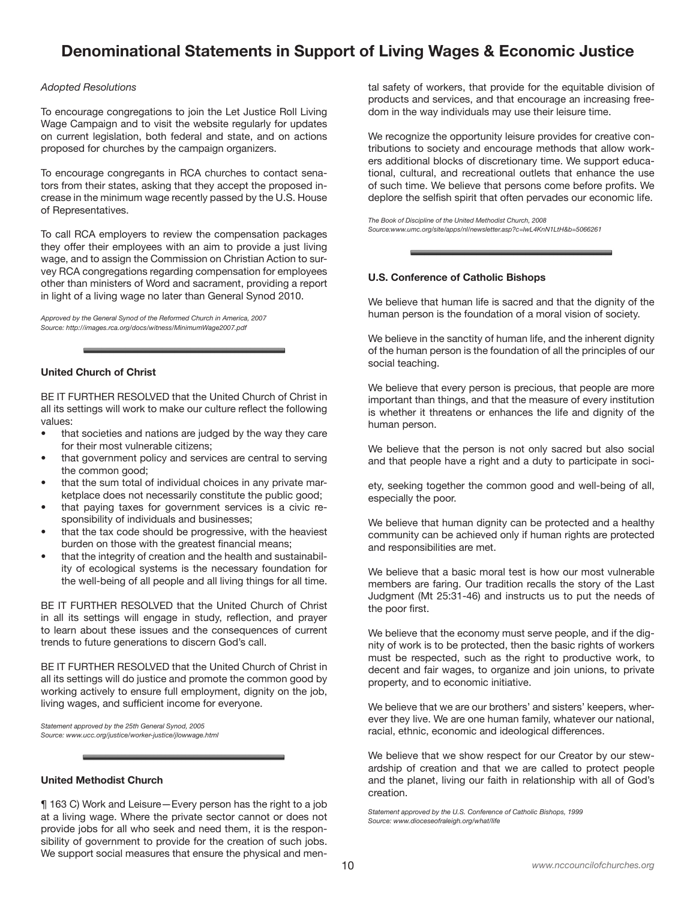# Denominational Statements in Support of Living Wages & Economic Justice

*Adopted Resolutions*

To encourage congregations to join the Let Justice Roll Living Wage Campaign and to visit the website regularly for updates on current legislation, both federal and state, and on actions proposed for churches by the campaign organizers.

To encourage congregants in RCA churches to contact senators from their states, asking that they accept the proposed increase in the minimum wage recently passed by the U.S. House of Representatives.

To call RCA employers to review the compensation packages they offer their employees with an aim to provide a just living wage, and to assign the Commission on Christian Action to survey RCA congregations regarding compensation for employees other than ministers of Word and sacrament, providing a report in light of a living wage no later than General Synod 2010.

*Approved by the General Synod of the Reformed Church in America, 2007*
*Source: http://images.rca.org/docs/witness/MinimumWage2007.pdf*

**United Church of Christ**

BE IT FURTHER RESOLVED that the United Church of Christ in all its settings will work to make our culture reflect the following values:

- that societies and nations are judged by the way they care for their most vulnerable citizens;
- that government policy and services are central to serving the common good;
- that the sum total of individual choices in any private marketplace does not necessarily constitute the public good;
- that paying taxes for government services is a civic responsibility of individuals and businesses;
- that the tax code should be progressive, with the heaviest burden on those with the greatest financial means;
- that the integrity of creation and the health and sustainability of ecological systems is the necessary foundation for the well-being of all people and all living things for all time.

BE IT FURTHER RESOLVED that the United Church of Christ in all its settings will engage in study, reflection, and prayer to learn about these issues and the consequences of current trends to future generations to discern God's call.

BE IT FURTHER RESOLVED that the United Church of Christ in all its settings will do justice and promote the common good by working actively to ensure full employment, dignity on the job, living wages, and sufficient income for everyone.

*Statement approved by the 25th General Synod, 2005*
*Source: www.ucc.org/justice/worker-justice/jlowwage.html*

**United Methodist Church**

¶ 163 C) Work and Leisure—Every person has the right to a job at a living wage. Where the private sector cannot or does not provide jobs for all who seek and need them, it is the responsibility of government to provide for the creation of such jobs. We support social measures that ensure the physical and mental safety of workers, that provide for the equitable division of products and services, and that encourage an increasing freedom in the way individuals may use their leisure time.

We recognize the opportunity leisure provides for creative contributions to society and encourage methods that allow workers additional blocks of discretionary time. We support educational, cultural, and recreational outlets that enhance the use of such time. We believe that persons come before profits. We deplore the selfish spirit that often pervades our economic life.

*The Book of Discipline of the United Methodist Church, 2008*
*Source:www.umc.org/site/apps/nl/newsletter.asp?c=lwL4KnN1LtH&b=5066261*

**U.S. Conference of Catholic Bishops**

We believe that human life is sacred and that the dignity of the human person is the foundation of a moral vision of society.

We believe in the sanctity of human life, and the inherent dignity of the human person is the foundation of all the principles of our social teaching.

We believe that every person is precious, that people are more important than things, and that the measure of every institution is whether it threatens or enhances the life and dignity of the human person.

We believe that the person is not only sacred but also social and that people have a right and a duty to participate in society, seeking together the common good and well-being of all, especially the poor.

We believe that human dignity can be protected and a healthy community can be achieved only if human rights are protected and responsibilities are met.

We believe that a basic moral test is how our most vulnerable members are faring. Our tradition recalls the story of the Last Judgment (Mt 25:31-46) and instructs us to put the needs of the poor first.

We believe that the economy must serve people, and if the dignity of work is to be protected, then the basic rights of workers must be respected, such as the right to productive work, to decent and fair wages, to organize and join unions, to private property, and to economic initiative.

We believe that we are our brothers' and sisters' keepers, wherever they live. We are one human family, whatever our national, racial, ethnic, economic and ideological differences.

We believe that we show respect for our Creator by our stewardship of creation and that we are called to protect people and the planet, living our faith in relationship with all of God's creation.

*Statement approved by the U.S. Conference of Catholic Bishops, 1999*
*Source: www.dioceseofraleigh.org/what/life*